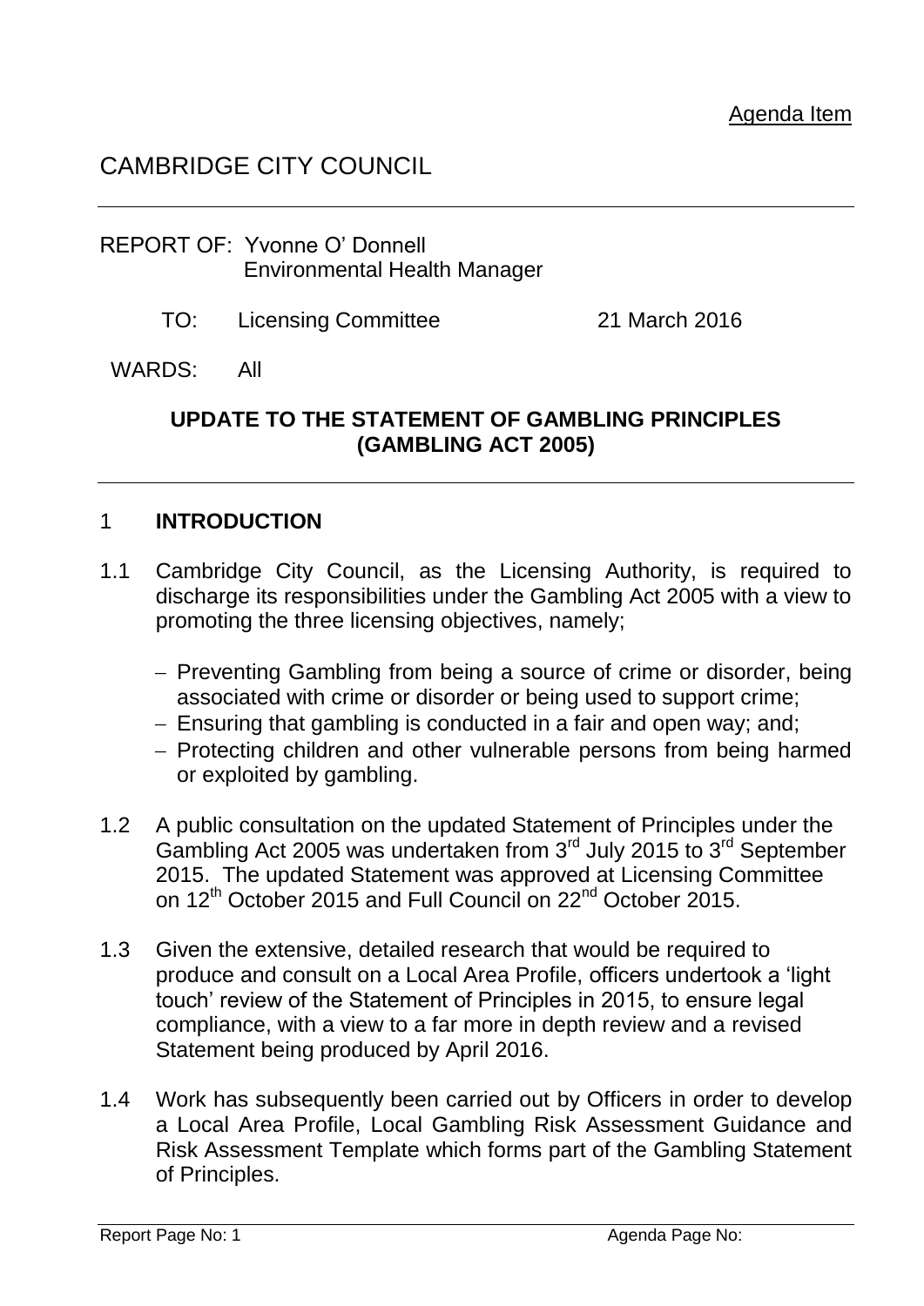Agenda Item

# CAMBRIDGE CITY COUNCIL

REPORT OF: Yvonne O' Donnell
Environmental Health Manager

TO: Licensing Committee 21 March 2016

WARDS: All

## UPDATE TO THE STATEMENT OF GAMBLING PRINCIPLES (GAMBLING ACT 2005)

## 1 INTRODUCTION

1.1 Cambridge City Council, as the Licensing Authority, is required to discharge its responsibilities under the Gambling Act 2005 with a view to promoting the three licensing objectives, namely;

- Preventing Gambling from being a source of crime or disorder, being associated with crime or disorder or being used to support crime;
- Ensuring that gambling is conducted in a fair and open way; and;
- Protecting children and other vulnerable persons from being harmed or exploited by gambling.

1.2 A public consultation on the updated Statement of Principles under the Gambling Act 2005 was undertaken from 3rd July 2015 to 3rd September 2015. The updated Statement was approved at Licensing Committee on 12th October 2015 and Full Council on 22nd October 2015.

1.3 Given the extensive, detailed research that would be required to produce and consult on a Local Area Profile, officers undertook a 'light touch' review of the Statement of Principles in 2015, to ensure legal compliance, with a view to a far more in depth review and a revised Statement being produced by April 2016.

1.4 Work has subsequently been carried out by Officers in order to develop a Local Area Profile, Local Gambling Risk Assessment Guidance and Risk Assessment Template which forms part of the Gambling Statement of Principles.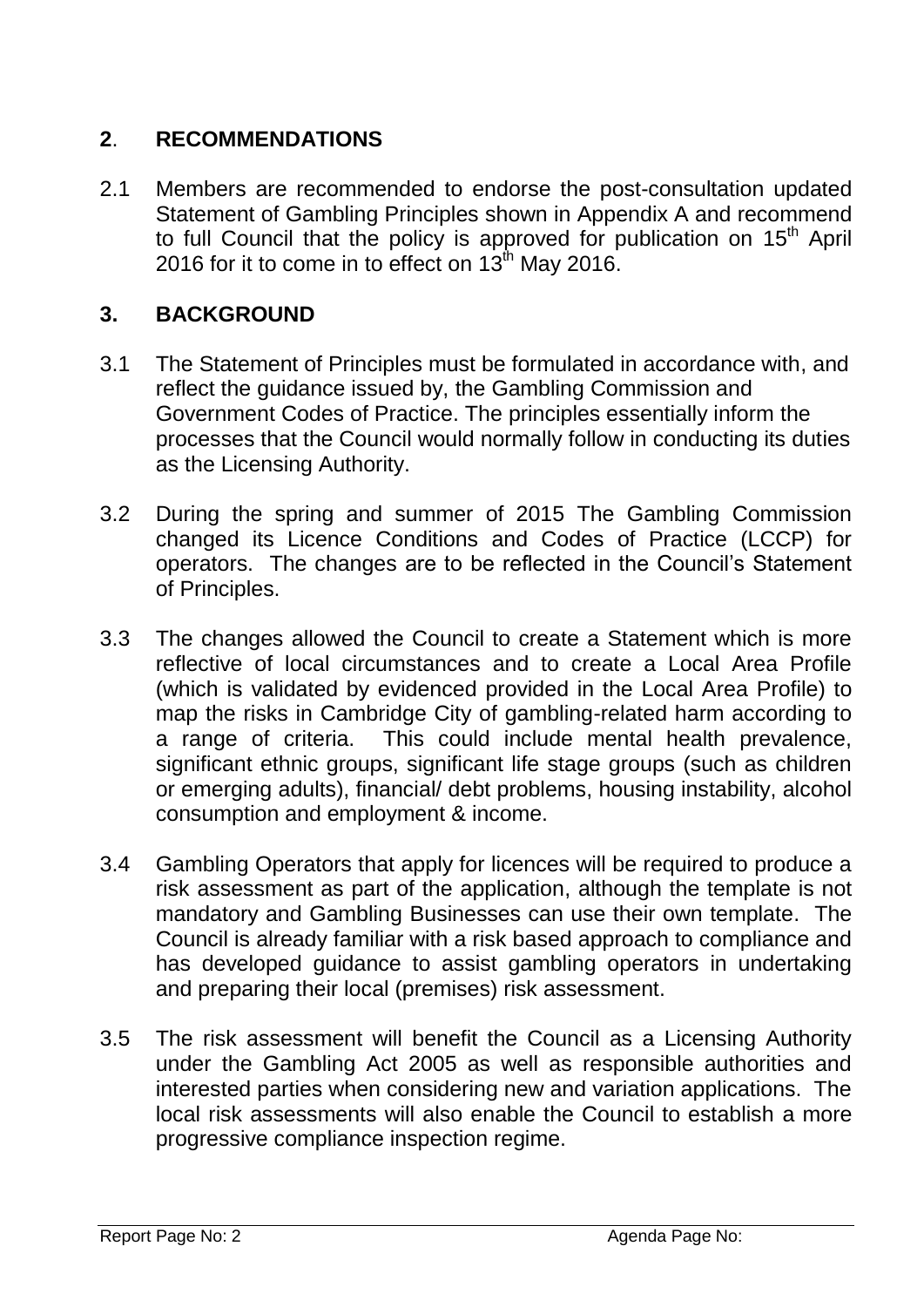## 2. RECOMMENDATIONS

2.1 Members are recommended to endorse the post-consultation updated Statement of Gambling Principles shown in Appendix A and recommend to full Council that the policy is approved for publication on 15th April 2016 for it to come in to effect on 13th May 2016.

## 3. BACKGROUND

3.1 The Statement of Principles must be formulated in accordance with, and reflect the guidance issued by, the Gambling Commission and Government Codes of Practice. The principles essentially inform the processes that the Council would normally follow in conducting its duties as the Licensing Authority.

3.2 During the spring and summer of 2015 The Gambling Commission changed its Licence Conditions and Codes of Practice (LCCP) for operators. The changes are to be reflected in the Council's Statement of Principles.

3.3 The changes allowed the Council to create a Statement which is more reflective of local circumstances and to create a Local Area Profile (which is validated by evidenced provided in the Local Area Profile) to map the risks in Cambridge City of gambling-related harm according to a range of criteria. This could include mental health prevalence, significant ethnic groups, significant life stage groups (such as children or emerging adults), financial/ debt problems, housing instability, alcohol consumption and employment & income.

3.4 Gambling Operators that apply for licences will be required to produce a risk assessment as part of the application, although the template is not mandatory and Gambling Businesses can use their own template. The Council is already familiar with a risk based approach to compliance and has developed guidance to assist gambling operators in undertaking and preparing their local (premises) risk assessment.

3.5 The risk assessment will benefit the Council as a Licensing Authority under the Gambling Act 2005 as well as responsible authorities and interested parties when considering new and variation applications. The local risk assessments will also enable the Council to establish a more progressive compliance inspection regime.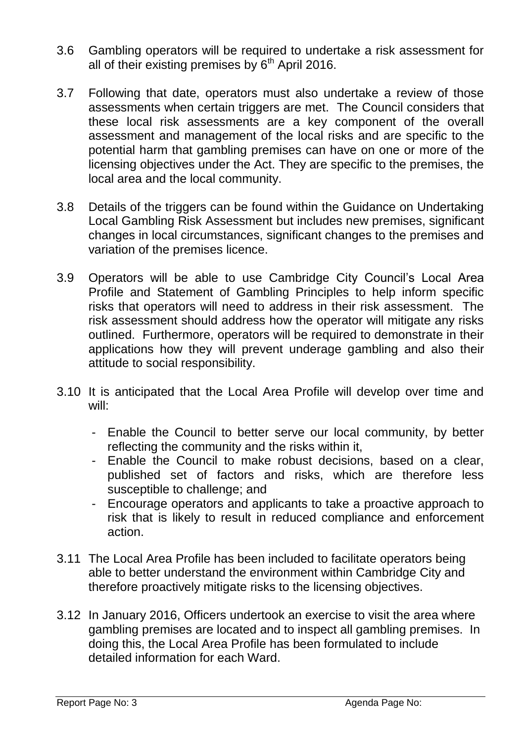3.6 Gambling operators will be required to undertake a risk assessment for all of their existing premises by 6th April 2016.

3.7 Following that date, operators must also undertake a review of those assessments when certain triggers are met. The Council considers that these local risk assessments are a key component of the overall assessment and management of the local risks and are specific to the potential harm that gambling premises can have on one or more of the licensing objectives under the Act. They are specific to the premises, the local area and the local community.

3.8 Details of the triggers can be found within the Guidance on Undertaking Local Gambling Risk Assessment but includes new premises, significant changes in local circumstances, significant changes to the premises and variation of the premises licence.

3.9 Operators will be able to use Cambridge City Council's Local Area Profile and Statement of Gambling Principles to help inform specific risks that operators will need to address in their risk assessment. The risk assessment should address how the operator will mitigate any risks outlined. Furthermore, operators will be required to demonstrate in their applications how they will prevent underage gambling and also their attitude to social responsibility.

3.10 It is anticipated that the Local Area Profile will develop over time and will:

- Enable the Council to better serve our local community, by better reflecting the community and the risks within it,
- Enable the Council to make robust decisions, based on a clear, published set of factors and risks, which are therefore less susceptible to challenge; and
- Encourage operators and applicants to take a proactive approach to risk that is likely to result in reduced compliance and enforcement action.

3.11 The Local Area Profile has been included to facilitate operators being able to better understand the environment within Cambridge City and therefore proactively mitigate risks to the licensing objectives.

3.12 In January 2016, Officers undertook an exercise to visit the area where gambling premises are located and to inspect all gambling premises. In doing this, the Local Area Profile has been formulated to include detailed information for each Ward.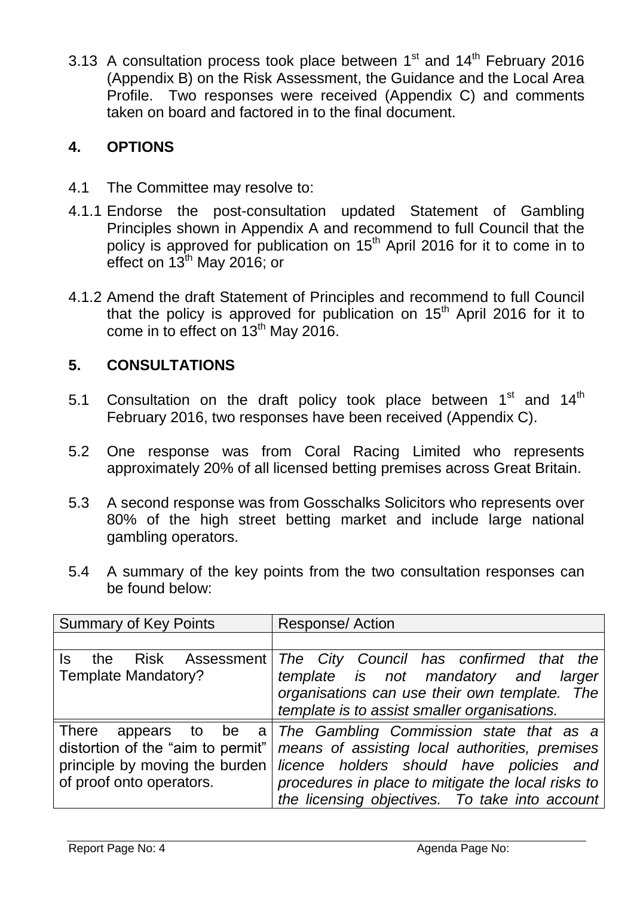3.13 A consultation process took place between 1st and 14th February 2016 (Appendix B) on the Risk Assessment, the Guidance and the Local Area Profile. Two responses were received (Appendix C) and comments taken on board and factored in to the final document.

## 4. OPTIONS

4.1 The Committee may resolve to:

4.1.1 Endorse the post-consultation updated Statement of Gambling Principles shown in Appendix A and recommend to full Council that the policy is approved for publication on 15th April 2016 for it to come in to effect on 13th May 2016; or

4.1.2 Amend the draft Statement of Principles and recommend to full Council that the policy is approved for publication on 15th April 2016 for it to come in to effect on 13th May 2016.

## 5. CONSULTATIONS

5.1 Consultation on the draft policy took place between 1st and 14th February 2016, two responses have been received (Appendix C).

5.2 One response was from Coral Racing Limited who represents approximately 20% of all licensed betting premises across Great Britain.

5.3 A second response was from Gosschalks Solicitors who represents over 80% of the high street betting market and include large national gambling operators.

5.4 A summary of the key points from the two consultation responses can be found below:

| Summary of Key Points | Response/ Action |
|---|---|
| | |
| Is the Risk Assessment Template Mandatory? | *The City Council has confirmed that the template is not mandatory and larger organisations can use their own template. The template is to assist smaller organisations.* |
| There appears to be a distortion of the "aim to permit" principle by moving the burden of proof onto operators. | *The Gambling Commission state that as a means of assisting local authorities, premises licence holders should have policies and procedures in place to mitigate the local risks to the licensing objectives. To take into account* |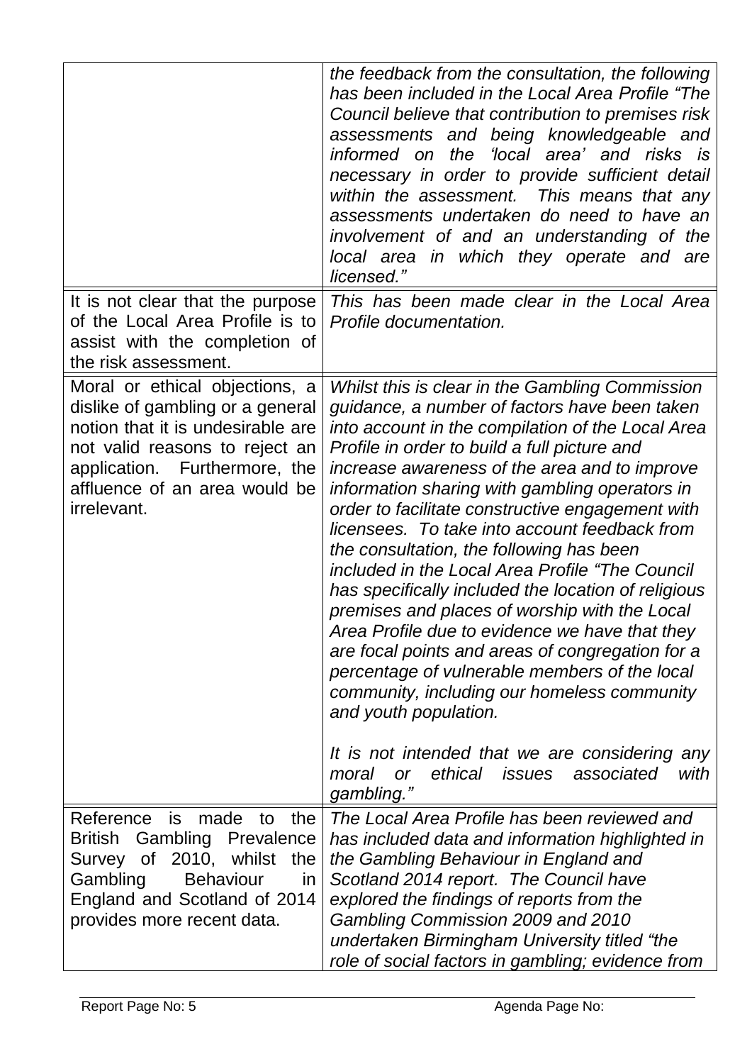| | |
|---|---|
| | *the feedback from the consultation, the following has been included in the Local Area Profile "The Council believe that contribution to premises risk assessments and being knowledgeable and informed on the 'local area' and risks is necessary in order to provide sufficient detail within the assessment. This means that any assessments undertaken do need to have an involvement of and an understanding of the local area in which they operate and are licensed."* |
| It is not clear that the purpose of the Local Area Profile is to assist with the completion of the risk assessment. | *This has been made clear in the Local Area Profile documentation.* |
| Moral or ethical objections, a dislike of gambling or a general notion that it is undesirable are not valid reasons to reject an application. Furthermore, the affluence of an area would be irrelevant. | *Whilst this is clear in the Gambling Commission guidance, a number of factors have been taken into account in the compilation of the Local Area Profile in order to build a full picture and increase awareness of the area and to improve information sharing with gambling operators in order to facilitate constructive engagement with licensees. To take into account feedback from the consultation, the following has been included in the Local Area Profile "The Council has specifically included the location of religious premises and places of worship with the Local Area Profile due to evidence we have that they are focal points and areas of congregation for a percentage of vulnerable members of the local community, including our homeless community and youth population.*<br><br>*It is not intended that we are considering any moral or ethical issues associated with gambling."* |
| Reference is made to the British Gambling Prevalence Survey of 2010, whilst the Gambling Behaviour in England and Scotland of 2014 provides more recent data. | *The Local Area Profile has been reviewed and has included data and information highlighted in the Gambling Behaviour in England and Scotland 2014 report. The Council have explored the findings of reports from the Gambling Commission 2009 and 2010 undertaken Birmingham University titled "the role of social factors in gambling; evidence from* |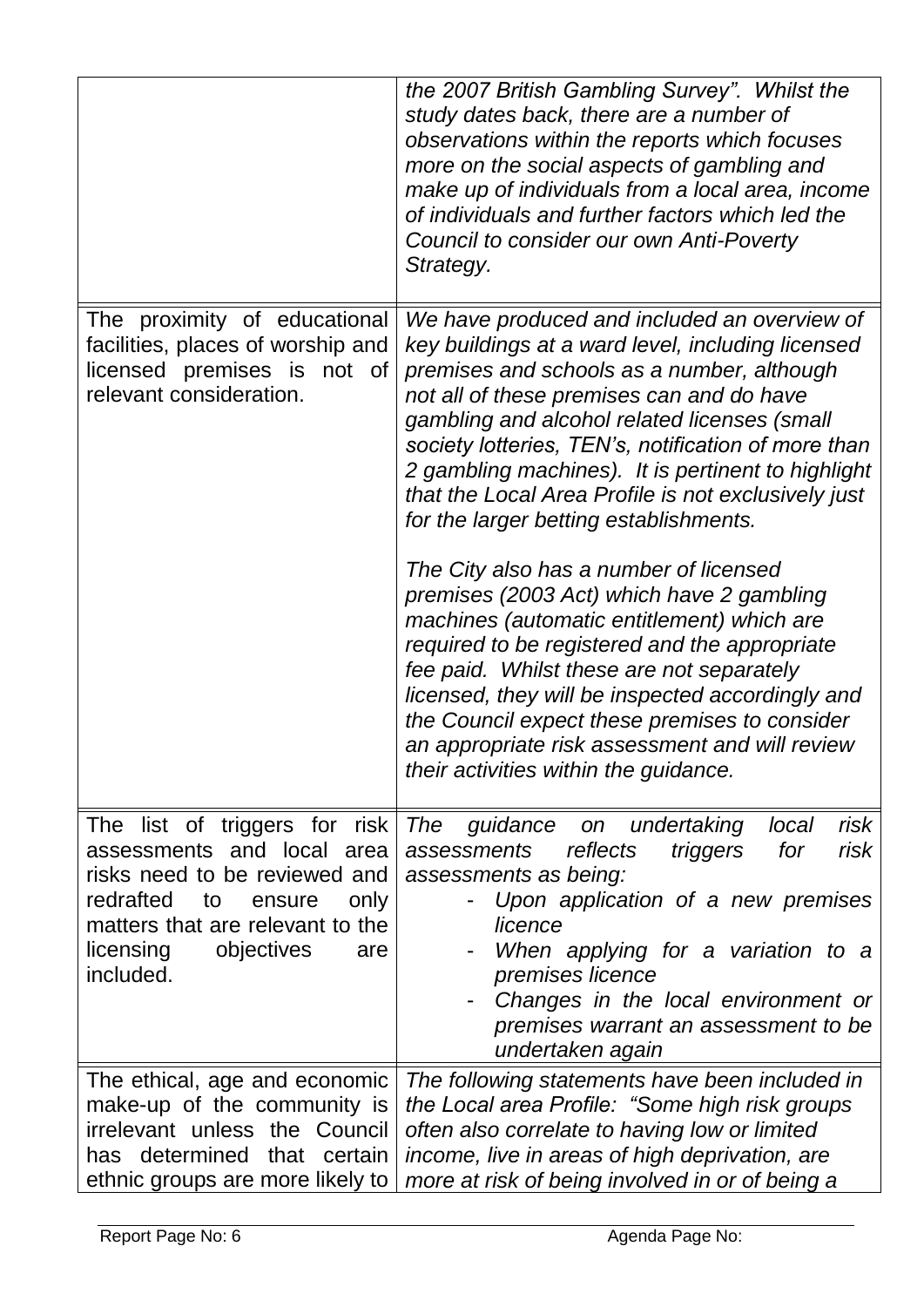| | |
|---|---|
| | *the 2007 British Gambling Survey". Whilst the study dates back, there are a number of observations within the reports which focuses more on the social aspects of gambling and make up of individuals from a local area, income of individuals and further factors which led the Council to consider our own Anti-Poverty Strategy.* |
| The proximity of educational facilities, places of worship and licensed premises is not of relevant consideration. | *We have produced and included an overview of key buildings at a ward level, including licensed premises and schools as a number, although not all of these premises can and do have gambling and alcohol related licenses (small society lotteries, TEN's, notification of more than 2 gambling machines). It is pertinent to highlight that the Local Area Profile is not exclusively just for the larger betting establishments.*<br><br>*The City also has a number of licensed premises (2003 Act) which have 2 gambling machines (automatic entitlement) which are required to be registered and the appropriate fee paid. Whilst these are not separately licensed, they will be inspected accordingly and the Council expect these premises to consider an appropriate risk assessment and will review their activities within the guidance.* |
| The list of triggers for risk assessments and local area risks need to be reviewed and redrafted to ensure only matters that are relevant to the licensing objectives are included. | *The guidance on undertaking local risk assessments reflects triggers for risk assessments as being:*<br>- *Upon application of a new premises licence*<br>- *When applying for a variation to a premises licence*<br>- *Changes in the local environment or premises warrant an assessment to be undertaken again* |
| The ethical, age and economic make-up of the community is irrelevant unless the Council has determined that certain ethnic groups are more likely to | *The following statements have been included in the Local area Profile: "Some high risk groups often also correlate to having low or limited income, live in areas of high deprivation, are more at risk of being involved in or of being a* |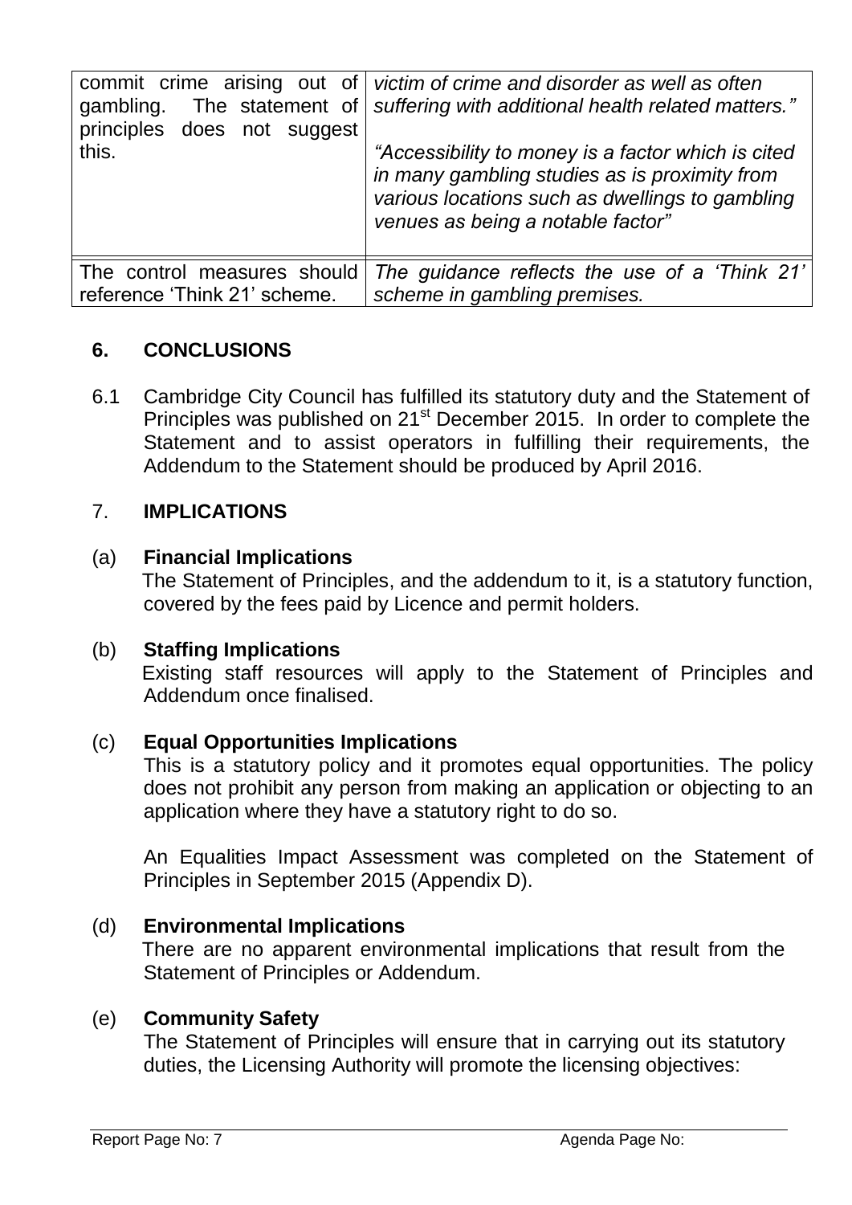| | |
|---|---|
| commit crime arising out of gambling. The statement of principles does not suggest this. | *victim of crime and disorder as well as often suffering with additional health related matters."*<br><br>*"Accessibility to money is a factor which is cited in many gambling studies as is proximity from various locations such as dwellings to gambling venues as being a notable factor"* |
| The control measures should reference 'Think 21' scheme. | *The guidance reflects the use of a 'Think 21' scheme in gambling premises.* |

## 6. CONCLUSIONS

6.1 Cambridge City Council has fulfilled its statutory duty and the Statement of Principles was published on 21st December 2015. In order to complete the Statement and to assist operators in fulfilling their requirements, the Addendum to the Statement should be produced by April 2016.

## 7. IMPLICATIONS

(a) **Financial Implications**
The Statement of Principles, and the addendum to it, is a statutory function, covered by the fees paid by Licence and permit holders.

(b) **Staffing Implications**
Existing staff resources will apply to the Statement of Principles and Addendum once finalised.

(c) **Equal Opportunities Implications**
This is a statutory policy and it promotes equal opportunities. The policy does not prohibit any person from making an application or objecting to an application where they have a statutory right to do so.

An Equalities Impact Assessment was completed on the Statement of Principles in September 2015 (Appendix D).

(d) **Environmental Implications**
There are no apparent environmental implications that result from the Statement of Principles or Addendum.

(e) **Community Safety**
The Statement of Principles will ensure that in carrying out its statutory duties, the Licensing Authority will promote the licensing objectives: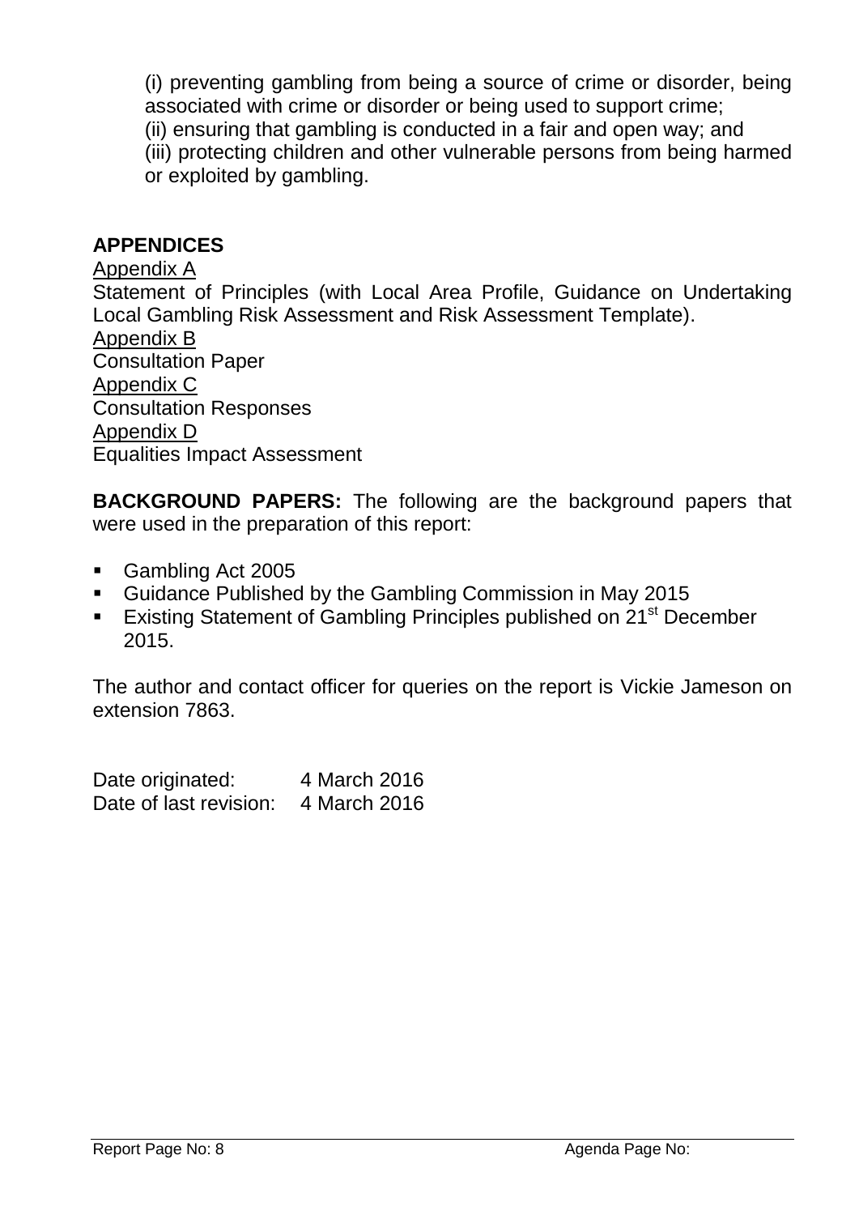(i) preventing gambling from being a source of crime or disorder, being associated with crime or disorder or being used to support crime;
(ii) ensuring that gambling is conducted in a fair and open way; and
(iii) protecting children and other vulnerable persons from being harmed or exploited by gambling.

**APPENDICES**

Appendix A
Statement of Principles (with Local Area Profile, Guidance on Undertaking Local Gambling Risk Assessment and Risk Assessment Template).
Appendix B
Consultation Paper
Appendix C
Consultation Responses
Appendix D
Equalities Impact Assessment

**BACKGROUND PAPERS:** The following are the background papers that were used in the preparation of this report:

- Gambling Act 2005
- Guidance Published by the Gambling Commission in May 2015
- Existing Statement of Gambling Principles published on 21st December 2015.

The author and contact officer for queries on the report is Vickie Jameson on extension 7863.

Date originated: 4 March 2016
Date of last revision: 4 March 2016